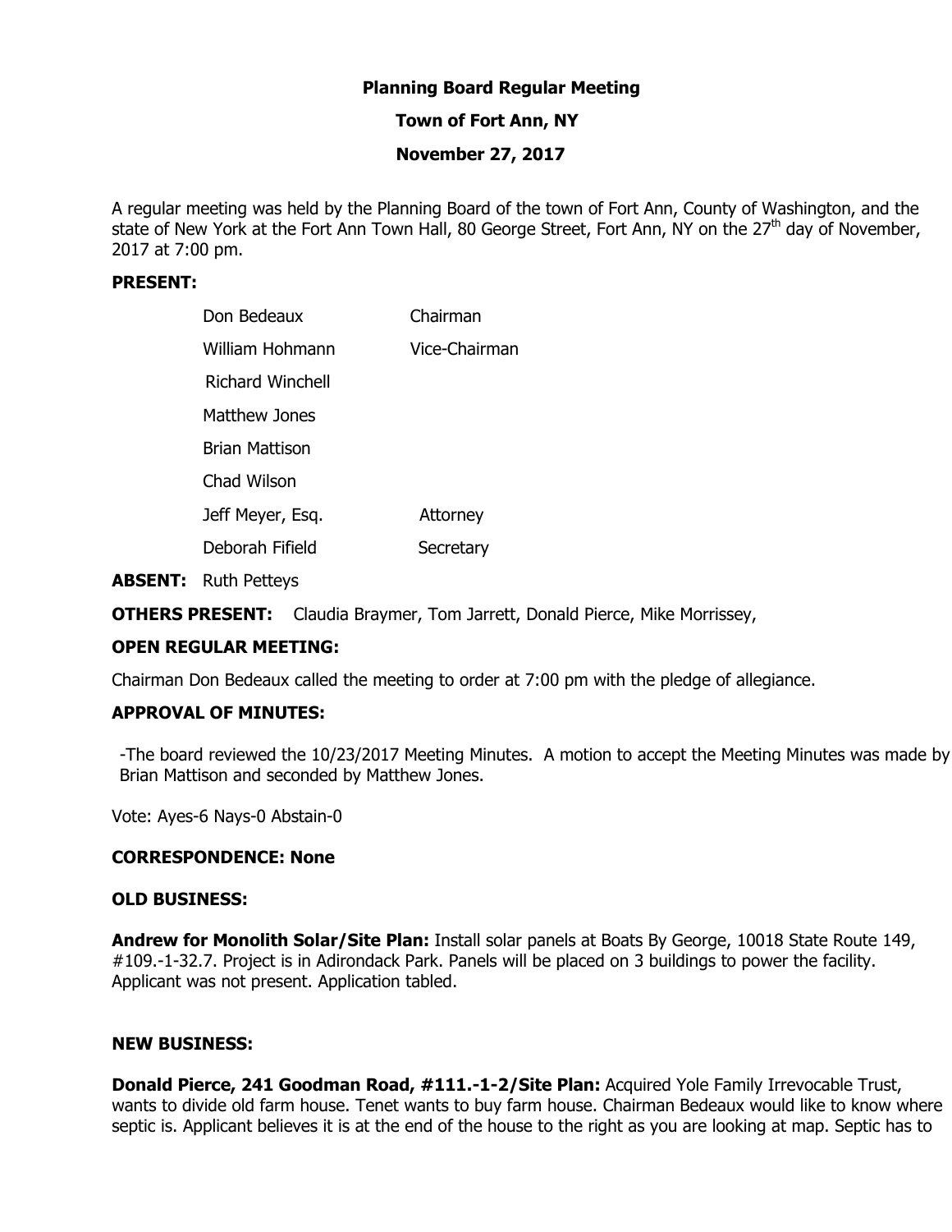# Planning Board Regular Meeting

## Town of Fort Ann, NY

## November 27, 2017

A regular meeting was held by the Planning Board of the town of Fort Ann, County of Washington, and the state of New York at the Fort Ann Town Hall, 80 George Street, Fort Ann, NY on the 27th day of November, 2017 at 7:00 pm.

**PRESENT:**

| | |
|---|---|
| Don Bedeaux | Chairman |
| William Hohmann | Vice-Chairman |
| Richard Winchell | |
| Matthew Jones | |
| Brian Mattison | |
| Chad Wilson | |
| Jeff Meyer, Esq. | Attorney |
| Deborah Fifield | Secretary |

**ABSENT:** Ruth Petteys

**OTHERS PRESENT:** Claudia Braymer, Tom Jarrett, Donald Pierce, Mike Morrissey,

**OPEN REGULAR MEETING:**

Chairman Don Bedeaux called the meeting to order at 7:00 pm with the pledge of allegiance.

**APPROVAL OF MINUTES:**

-The board reviewed the 10/23/2017 Meeting Minutes. A motion to accept the Meeting Minutes was made by Brian Mattison and seconded by Matthew Jones.

Vote: Ayes-6 Nays-0 Abstain-0

**CORRESPONDENCE: None**

**OLD BUSINESS:**

**Andrew for Monolith Solar/Site Plan:** Install solar panels at Boats By George, 10018 State Route 149, #109.-1-32.7. Project is in Adirondack Park. Panels will be placed on 3 buildings to power the facility. Applicant was not present. Application tabled.

**NEW BUSINESS:**

**Donald Pierce, 241 Goodman Road, #111.-1-2/Site Plan:** Acquired Yole Family Irrevocable Trust, wants to divide old farm house. Tenet wants to buy farm house. Chairman Bedeaux would like to know where septic is. Applicant believes it is at the end of the house to the right as you are looking at map. Septic has to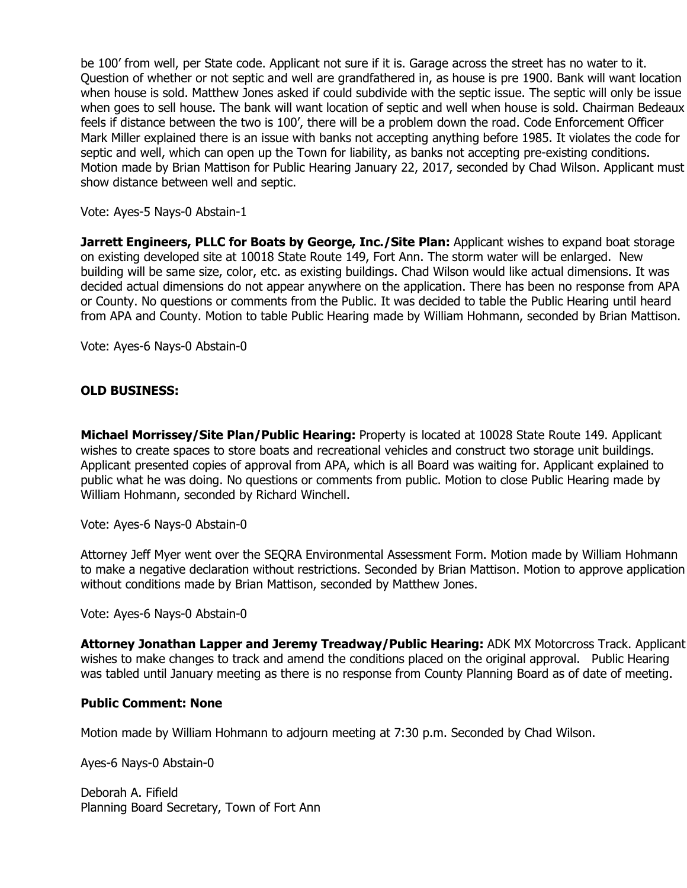be 100' from well, per State code. Applicant not sure if it is. Garage across the street has no water to it. Question of whether or not septic and well are grandfathered in, as house is pre 1900. Bank will want location when house is sold. Matthew Jones asked if could subdivide with the septic issue. The septic will only be issue when goes to sell house. The bank will want location of septic and well when house is sold. Chairman Bedeaux feels if distance between the two is 100', there will be a problem down the road. Code Enforcement Officer Mark Miller explained there is an issue with banks not accepting anything before 1985. It violates the code for septic and well, which can open up the Town for liability, as banks not accepting pre-existing conditions. Motion made by Brian Mattison for Public Hearing January 22, 2017, seconded by Chad Wilson. Applicant must show distance between well and septic.

Vote: Ayes-5 Nays-0 Abstain-1

**Jarrett Engineers, PLLC for Boats by George, Inc./Site Plan:** Applicant wishes to expand boat storage on existing developed site at 10018 State Route 149, Fort Ann. The storm water will be enlarged. New building will be same size, color, etc. as existing buildings. Chad Wilson would like actual dimensions. It was decided actual dimensions do not appear anywhere on the application. There has been no response from APA or County. No questions or comments from the Public. It was decided to table the Public Hearing until heard from APA and County. Motion to table Public Hearing made by William Hohmann, seconded by Brian Mattison.

Vote: Ayes-6 Nays-0 Abstain-0

**OLD BUSINESS:**

**Michael Morrissey/Site Plan/Public Hearing:** Property is located at 10028 State Route 149. Applicant wishes to create spaces to store boats and recreational vehicles and construct two storage unit buildings. Applicant presented copies of approval from APA, which is all Board was waiting for. Applicant explained to public what he was doing. No questions or comments from public. Motion to close Public Hearing made by William Hohmann, seconded by Richard Winchell.

Vote: Ayes-6 Nays-0 Abstain-0

Attorney Jeff Myer went over the SEQRA Environmental Assessment Form. Motion made by William Hohmann to make a negative declaration without restrictions. Seconded by Brian Mattison. Motion to approve application without conditions made by Brian Mattison, seconded by Matthew Jones.

Vote: Ayes-6 Nays-0 Abstain-0

**Attorney Jonathan Lapper and Jeremy Treadway/Public Hearing:** ADK MX Motorcross Track. Applicant wishes to make changes to track and amend the conditions placed on the original approval. Public Hearing was tabled until January meeting as there is no response from County Planning Board as of date of meeting.

**Public Comment: None**

Motion made by William Hohmann to adjourn meeting at 7:30 p.m. Seconded by Chad Wilson.

Ayes-6 Nays-0 Abstain-0

Deborah A. Fifield
Planning Board Secretary, Town of Fort Ann